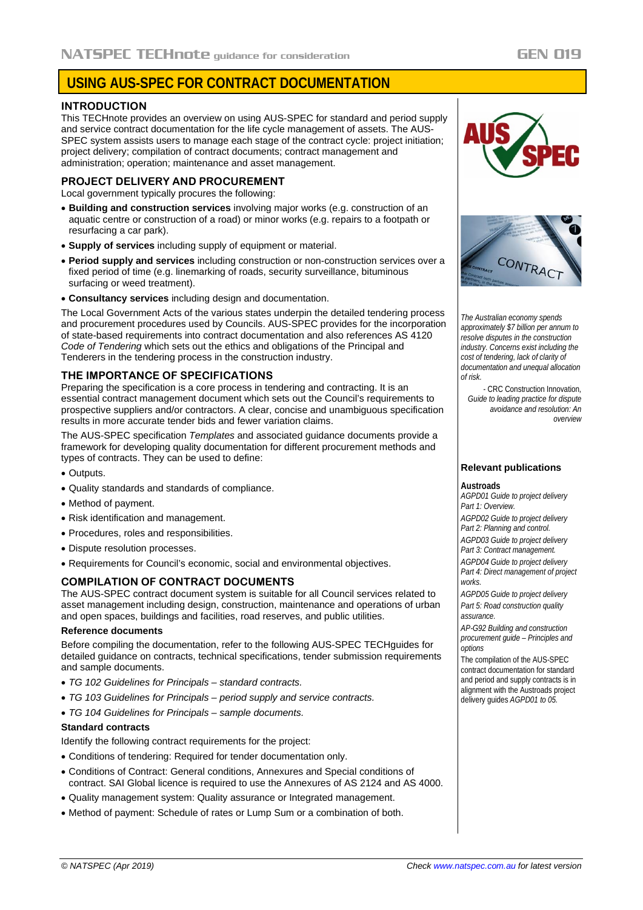# USING AUS-SPEC FOR CONTRACT DOCUMENTATION

## INTRODUCTION

This TECHnote provides an overview on using AUS-SPEC for standard and period supply and service contract documentation for the life cycle management of assets. The AUS-SPEC system assists users to manage each stage of the contract cycle: project initiation; project delivery; compilation of contract documents; contract management and administration; operation; maintenance and asset management.

## PROJECT DELIVERY AND PROCUREMENT

Local government typically procures the following:

- **Building and construction services** involving major works (e.g. construction of an aquatic centre or construction of a road) or minor works (e.g. repairs to a footpath or resurfacing a car park).
- **Supply of services** including supply of equipment or material.
- **Period supply and services** including construction or non-construction services over a fixed period of time (e.g. linemarking of roads, security surveillance, bituminous surfacing or weed treatment).
- **Consultancy services** including design and documentation.

The Local Government Acts of the various states underpin the detailed tendering process and procurement procedures used by Councils. AUS-SPEC provides for the incorporation of state-based requirements into contract documentation and also references AS 4120 *Code of Tendering* which sets out the ethics and obligations of the Principal and Tenderers in the tendering process in the construction industry.

## THE IMPORTANCE OF SPECIFICATIONS

Preparing the specification is a core process in tendering and contracting. It is an essential contract management document which sets out the Council's requirements to prospective suppliers and/or contractors. A clear, concise and unambiguous specification results in more accurate tender bids and fewer variation claims.

The AUS-SPEC specification *Templates* and associated guidance documents provide a framework for developing quality documentation for different procurement methods and types of contracts. They can be used to define:

- Outputs.
- Quality standards and standards of compliance.
- Method of payment.
- Risk identification and management.
- Procedures, roles and responsibilities.
- Dispute resolution processes.
- Requirements for Council's economic, social and environmental objectives.

## COMPILATION OF CONTRACT DOCUMENTS

The AUS-SPEC contract document system is suitable for all Council services related to asset management including design, construction, maintenance and operations of urban and open spaces, buildings and facilities, road reserves, and public utilities.

### Reference documents

Before compiling the documentation, refer to the following AUS-SPEC TECHguides for detailed guidance on contracts, technical specifications, tender submission requirements and sample documents.

- *TG 102 Guidelines for Principals – standard contracts.*
- *TG 103 Guidelines for Principals – period supply and service contracts.*
- *TG 104 Guidelines for Principals – sample documents.*

### Standard contracts

Identify the following contract requirements for the project:

- Conditions of tendering: Required for tender documentation only.
- Conditions of Contract: General conditions, Annexures and Special conditions of contract. SAI Global licence is required to use the Annexures of AS 2124 and AS 4000.
- Quality management system: Quality assurance or Integrated management.
- Method of payment: Schedule of rates or Lump Sum or a combination of both.

*The Australian economy spends approximately $7 billion per annum to resolve disputes in the construction industry. Concerns exist including the cost of tendering, lack of clarity of documentation and unequal allocation of risk.*

- CRC Construction Innovation, *Guide to leading practice for dispute avoidance and resolution: An overview*

### Relevant publications

**Austroads**

*AGPD01 Guide to project delivery Part 1: Overview.*

*AGPD02 Guide to project delivery Part 2: Planning and control.*

*AGPD03 Guide to project delivery Part 3: Contract management.*

*AGPD04 Guide to project delivery Part 4: Direct management of project works.*

*AGPD05 Guide to project delivery Part 5: Road construction quality assurance.*

*AP-G92 Building and construction procurement guide – Principles and options*

The compilation of the AUS-SPEC contract documentation for standard and period and supply contracts is in alignment with the Austroads project delivery guides *AGPD01 to 05.*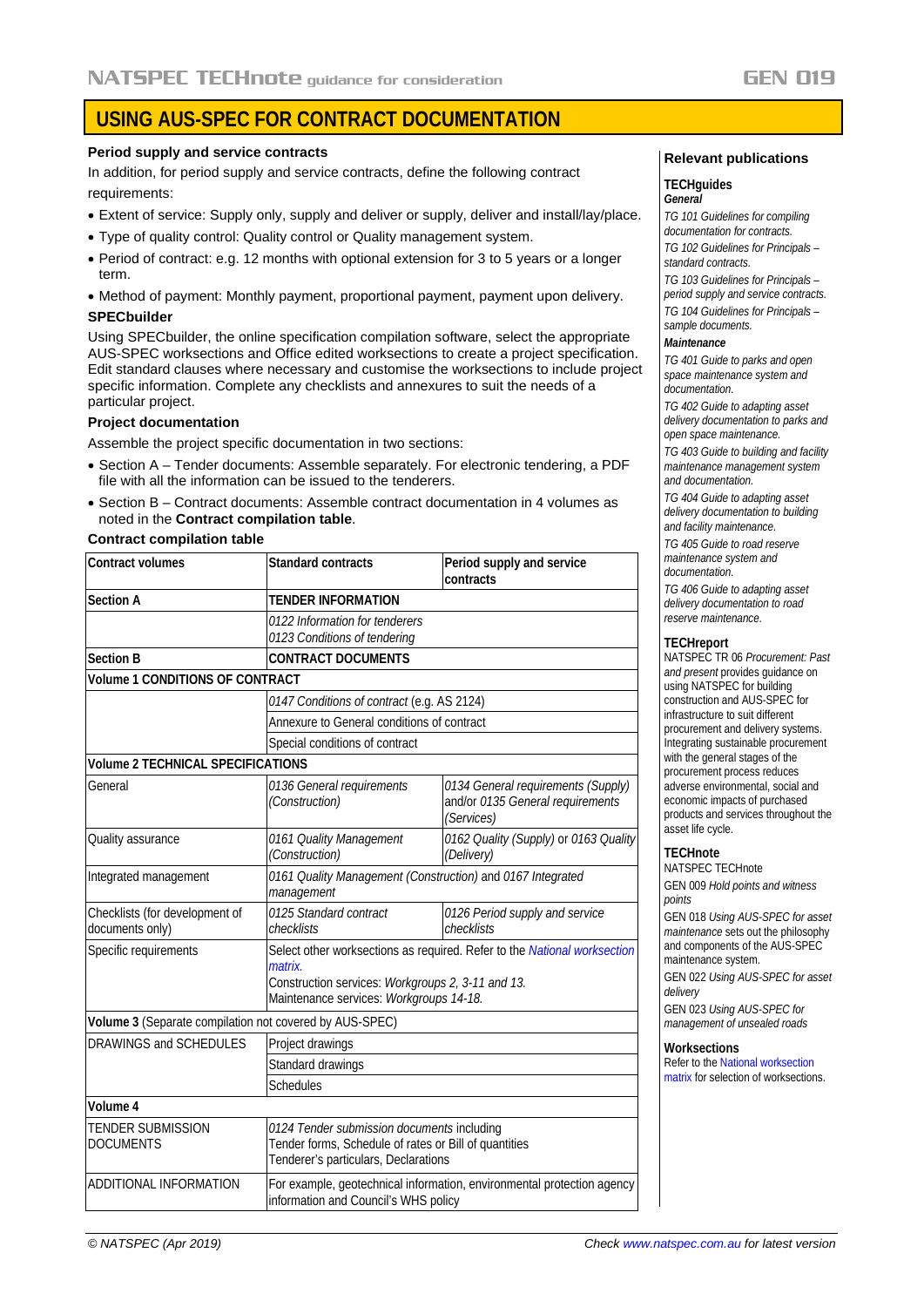# USING AUS-SPEC FOR CONTRACT DOCUMENTATION

### Period supply and service contracts

In addition, for period supply and service contracts, define the following contract requirements:

- Extent of service: Supply only, supply and deliver or supply, deliver and install/lay/place.
- Type of quality control: Quality control or Quality management system.
- Period of contract: e.g. 12 months with optional extension for 3 to 5 years or a longer term.
- Method of payment: Monthly payment, proportional payment, payment upon delivery.

### SPECbuilder

Using SPECbuilder, the online specification compilation software, select the appropriate AUS-SPEC worksections and Office edited worksections to create a project specification. Edit standard clauses where necessary and customise the worksections to include project specific information. Complete any checklists and annexures to suit the needs of a particular project.

### Project documentation

Assemble the project specific documentation in two sections:

- Section A – Tender documents: Assemble separately. For electronic tendering, a PDF file with all the information can be issued to the tenderers.
- Section B – Contract documents: Assemble contract documentation in 4 volumes as noted in the **Contract compilation table**.

### Contract compilation table

| Contract volumes | Standard contracts | Period supply and service contracts |
|---|---|---|
| **Section A** | **TENDER INFORMATION** | |
| | *0122 Information for tenderers*<br>*0123 Conditions of tendering* | |
| **Section B** | **CONTRACT DOCUMENTS** | |
| **Volume 1 CONDITIONS OF CONTRACT** | | |
| | *0147 Conditions of contract* (e.g. AS 2124) | |
| | Annexure to General conditions of contract | |
| | Special conditions of contract | |
| **Volume 2 TECHNICAL SPECIFICATIONS** | | |
| General | *0136 General requirements (Construction)* | *0134 General requirements (Supply)* and/or *0135 General requirements (Services)* |
| Quality assurance | *0161 Quality Management (Construction)* | *0162 Quality (Supply)* or *0163 Quality (Delivery)* |
| Integrated management | *0161 Quality Management (Construction)* and *0167 Integrated management* | |
| Checklists (for development of documents only) | *0125 Standard contract checklists* | *0126 Period supply and service checklists* |
| Specific requirements | Select other worksections as required. Refer to the *National worksection matrix.*<br>Construction services: *Workgroups 2, 3-11 and 13.*<br>Maintenance services: *Workgroups 14-18.* | |
| **Volume 3** (Separate compilation not covered by AUS-SPEC) | | |
| DRAWINGS and SCHEDULES | Project drawings | |
| | Standard drawings | |
| | Schedules | |
| **Volume 4** | | |
| TENDER SUBMISSION DOCUMENTS | *0124 Tender submission documents* including Tender forms, Schedule of rates or Bill of quantities Tenderer's particulars, Declarations | |
| ADDITIONAL INFORMATION | For example, geotechnical information, environmental protection agency information and Council's WHS policy | |

### Relevant publications

**TECHguides**

***General***

*TG 101 Guidelines for compiling documentation for contracts.*

*TG 102 Guidelines for Principals – standard contracts.*

*TG 103 Guidelines for Principals – period supply and service contracts.*

*TG 104 Guidelines for Principals – sample documents.*

***Maintenance***

*TG 401 Guide to parks and open space maintenance system and documentation.*

*TG 402 Guide to adapting asset delivery documentation to parks and open space maintenance.*

*TG 403 Guide to building and facility maintenance management system and documentation.*

*TG 404 Guide to adapting asset delivery documentation to building and facility maintenance.*

*TG 405 Guide to road reserve maintenance system and documentation.*

*TG 406 Guide to adapting asset delivery documentation to road reserve maintenance.*

**TECHreport**

NATSPEC TR 06 *Procurement: Past and present* provides guidance on using NATSPEC for building construction and AUS-SPEC for infrastructure to suit different procurement and delivery systems. Integrating sustainable procurement with the general stages of the procurement process reduces adverse environmental, social and economic impacts of purchased products and services throughout the asset life cycle.

**TECHnote**

NATSPEC TECHnote

GEN 009 *Hold points and witness points*

GEN 018 *Using AUS-SPEC for asset maintenance* sets out the philosophy and components of the AUS-SPEC maintenance system.

GEN 022 *Using AUS-SPEC for asset delivery*

GEN 023 *Using AUS-SPEC for management of unsealed roads*

**Worksections**

Refer to the National worksection matrix for selection of worksections.

© NATSPEC (Apr 2019) *Check www.natspec.com.au for latest version*